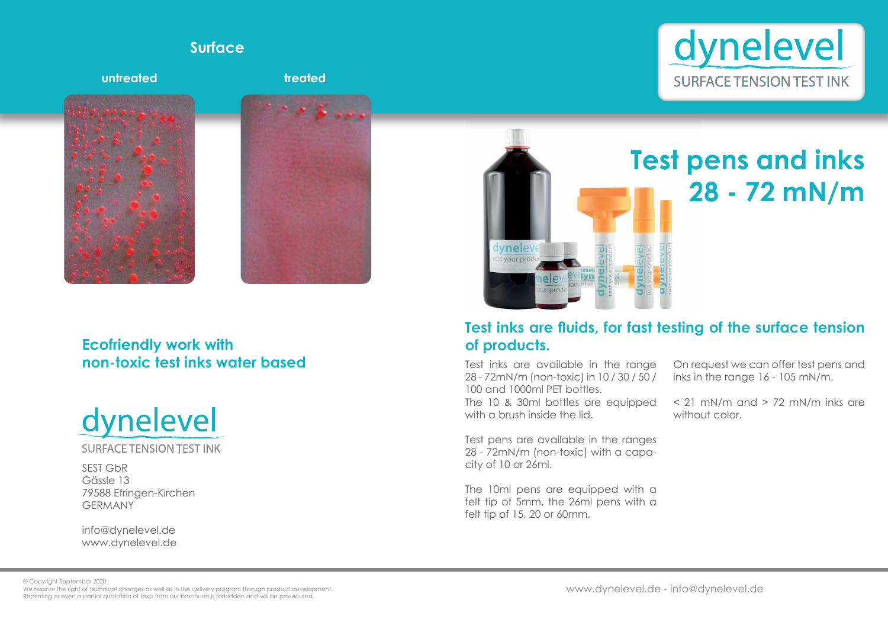Surface

untreated

treated

dynelevel
SURFACE TENSION TEST INK

# Test pens and inks 28 - 72 mN/m

## Ecofriendly work with non-toxic test inks water based

dynelevel
SURFACE TENSION TEST INK

SEST GbR
Gässle 13
79588 Efringen-Kirchen
GERMANY

info@dynelevel.de
www.dynelevel.de

## Test inks are fluids, for fast testing of the surface tension of products.

Test inks are available in the range 28 - 72mN/m (non-toxic) in 10 / 30 / 50 / 100 and 1000ml PET bottles.
The 10 & 30ml bottles are equipped with a brush inside the lid.

Test pens are available in the ranges 28 - 72mN/m (non-toxic) with a capacity of 10 or 26ml.

The 10ml pens are equipped with a felt tip of 5mm, the 26ml pens with a felt tip of 15, 20 or 60mm.

On request we can offer test pens and inks in the range 16 - 105 mN/m.

< 21 mN/m and > 72 mN/m inks are without color.

© Copyright September 2020
We reserve the right of technical changes as well as in the delivery program through product development.
Reprinting or even a partial quotation of texts from our brochures is forbidden and will be prosecuted.

www.dynelevel.de - info@dynelevel.de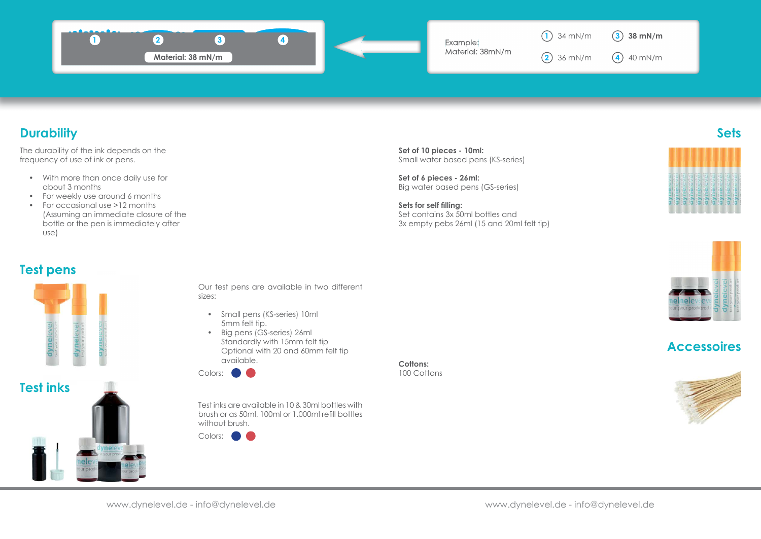Material: 38 mN/m

Example:
Material: 38mN/m

1 34 mN/m

2 36 mN/m

3 **38 mN/m**

4 40 mN/m

## Durability

The durability of the ink depends on the frequency of use of ink or pens.

- With more than once daily use for about 3 months
- For weekly use around 6 months
- For occasional use >12 months (Assuming an immediate closure of the bottle or the pen is immediately after use)

## Test pens

Our test pens are available in two different sizes:

- Small pens (KS-series) 10ml
  5mm felt tip.
- Big pens (GS-series) 26ml
  Standardly with 15mm felt tip
  Optional with 20 and 60mm felt tip available.

Colors:

## Test inks

Test inks are available in 10 & 30ml bottles with brush or as 50ml, 100ml or 1.000ml refill bottles without brush.

Colors:

## Sets

**Set of 10 pieces - 10ml:**
Small water based pens (KS-series)

**Set of 6 pieces - 26ml:**
Big water based pens (GS-series)

**Sets for self filling:**
Set contains 3x 50ml bottles and
3x empty pebs 26ml (15 and 20ml felt tip)

## Accessoires

**Cottons:**
100 Cottons

www.dynelevel.de - info@dynelevel.de